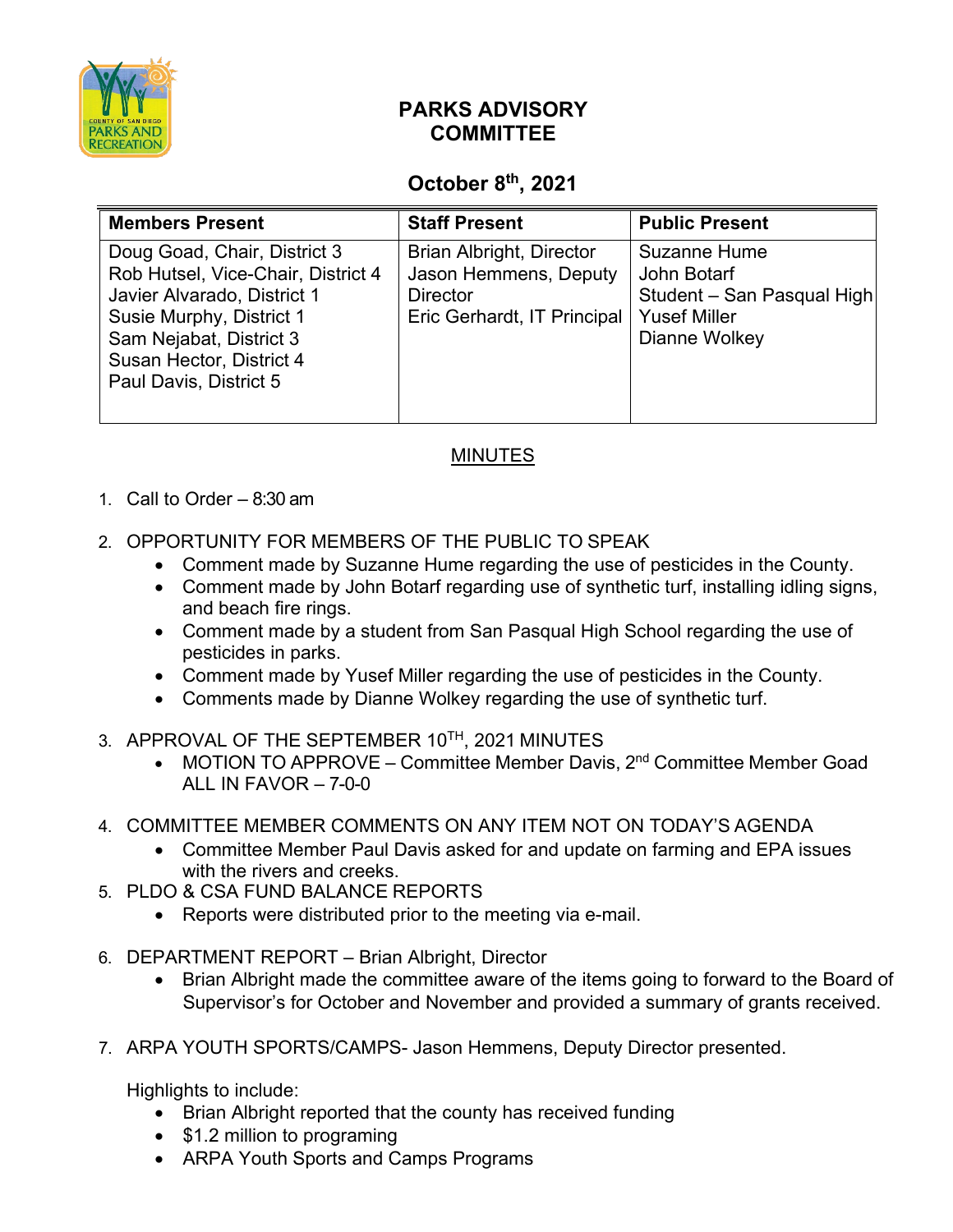# PARKS ADVISORY COMMITTEE

## October 8th, 2021

| Members Present | Staff Present | Public Present |
|---|---|---|
| Doug Goad, Chair, District 3<br>Rob Hutsel, Vice-Chair, District 4<br>Javier Alvarado, District 1<br>Susie Murphy, District 1<br>Sam Nejabat, District 3<br>Susan Hector, District 4<br>Paul Davis, District 5 | Brian Albright, Director<br>Jason Hemmens, Deputy Director<br>Eric Gerhardt, IT Principal | Suzanne Hume<br>John Botarf<br>Student – San Pasqual High<br>Yusef Miller<br>Dianne Wolkey |

<u>MINUTES</u>

1. Call to Order – 8:30 am

2. OPPORTUNITY FOR MEMBERS OF THE PUBLIC TO SPEAK
   - Comment made by Suzanne Hume regarding the use of pesticides in the County.
   - Comment made by John Botarf regarding use of synthetic turf, installing idling signs, and beach fire rings.
   - Comment made by a student from San Pasqual High School regarding the use of pesticides in parks.
   - Comment made by Yusef Miller regarding the use of pesticides in the County.
   - Comments made by Dianne Wolkey regarding the use of synthetic turf.

3. APPROVAL OF THE SEPTEMBER 10TH, 2021 MINUTES
   - MOTION TO APPROVE – Committee Member Davis, 2nd Committee Member Goad ALL IN FAVOR – 7-0-0

4. COMMITTEE MEMBER COMMENTS ON ANY ITEM NOT ON TODAY'S AGENDA
   - Committee Member Paul Davis asked for and update on farming and EPA issues with the rivers and creeks.

5. PLDO & CSA FUND BALANCE REPORTS
   - Reports were distributed prior to the meeting via e-mail.

6. DEPARTMENT REPORT – Brian Albright, Director
   - Brian Albright made the committee aware of the items going to forward to the Board of Supervisor's for October and November and provided a summary of grants received.

7. ARPA YOUTH SPORTS/CAMPS- Jason Hemmens, Deputy Director presented.

   Highlights to include:
   - Brian Albright reported that the county has received funding
   - $1.2 million to programing
   - ARPA Youth Sports and Camps Programs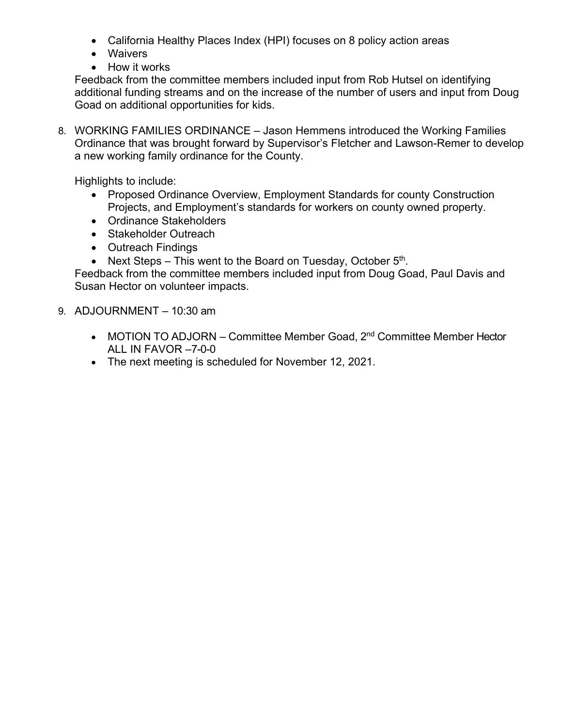- California Healthy Places Index (HPI) focuses on 8 policy action areas
- Waivers
- How it works

Feedback from the committee members included input from Rob Hutsel on identifying additional funding streams and on the increase of the number of users and input from Doug Goad on additional opportunities for kids.

8. WORKING FAMILIES ORDINANCE – Jason Hemmens introduced the Working Families Ordinance that was brought forward by Supervisor's Fletcher and Lawson-Remer to develop a new working family ordinance for the County.

   Highlights to include:
   - Proposed Ordinance Overview, Employment Standards for county Construction Projects, and Employment's standards for workers on county owned property.
   - Ordinance Stakeholders
   - Stakeholder Outreach
   - Outreach Findings
   - Next Steps – This went to the Board on Tuesday, October 5th.

   Feedback from the committee members included input from Doug Goad, Paul Davis and Susan Hector on volunteer impacts.

9. ADJOURNMENT – 10:30 am

   - MOTION TO ADJORN – Committee Member Goad, 2nd Committee Member Hector ALL IN FAVOR –7-0-0
   - The next meeting is scheduled for November 12, 2021.